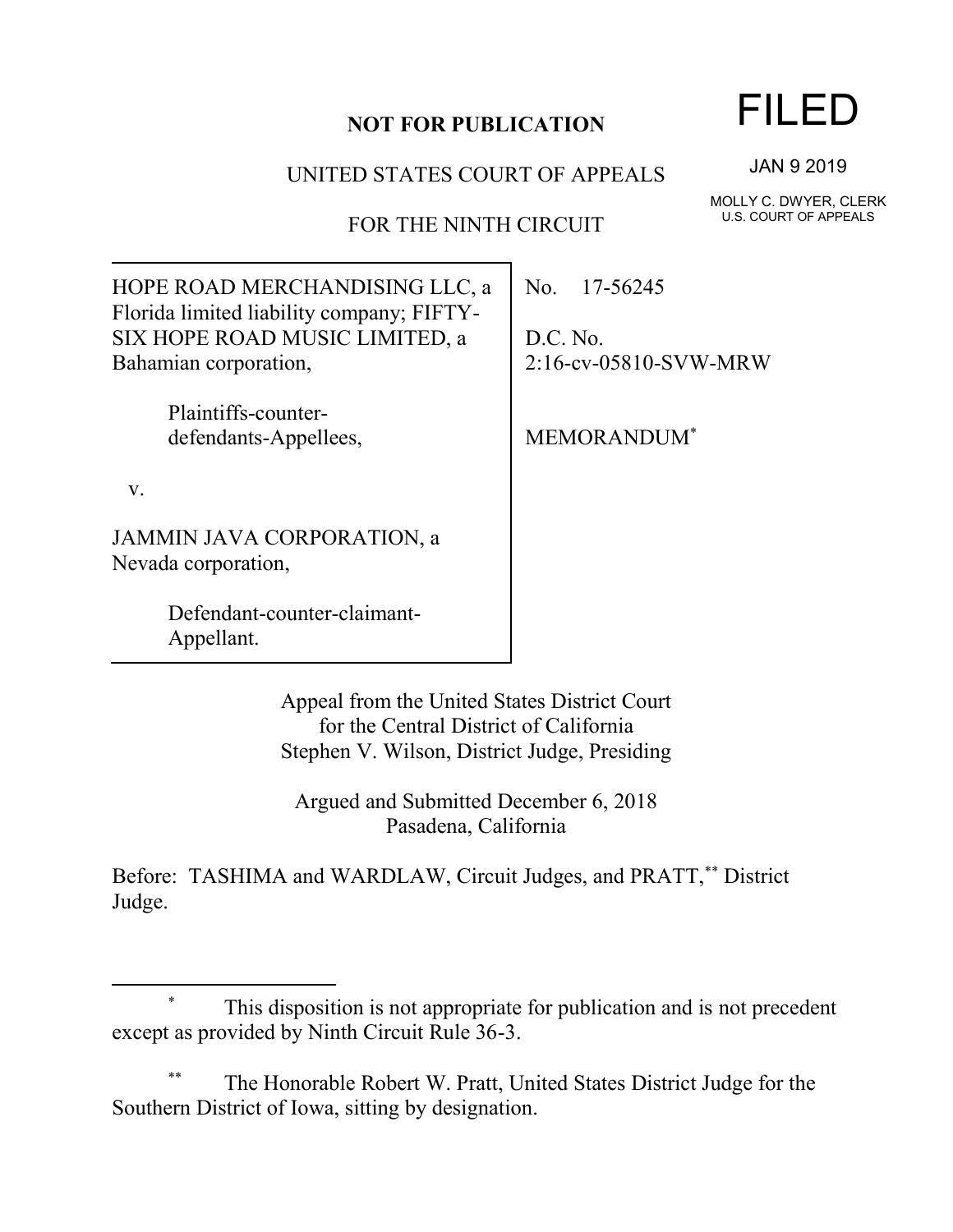**NOT FOR PUBLICATION**

FILED

JAN 9 2019

MOLLY C. DWYER, CLERK
U.S. COURT OF APPEALS

UNITED STATES COURT OF APPEALS

FOR THE NINTH CIRCUIT

HOPE ROAD MERCHANDISING LLC, a Florida limited liability company; FIFTY-SIX HOPE ROAD MUSIC LIMITED, a Bahamian corporation,

Plaintiffs-counter-defendants-Appellees,

v.

JAMMIN JAVA CORPORATION, a Nevada corporation,

Defendant-counter-claimant-Appellant.

No. 17-56245

D.C. No. 2:16-cv-05810-SVW-MRW

MEMORANDUM*

Appeal from the United States District Court for the Central District of California
Stephen V. Wilson, District Judge, Presiding

Argued and Submitted December 6, 2018
Pasadena, California

Before: TASHIMA and WARDLAW, Circuit Judges, and PRATT,** District Judge.

---

\* This disposition is not appropriate for publication and is not precedent except as provided by Ninth Circuit Rule 36-3.

\*\* The Honorable Robert W. Pratt, United States District Judge for the Southern District of Iowa, sitting by designation.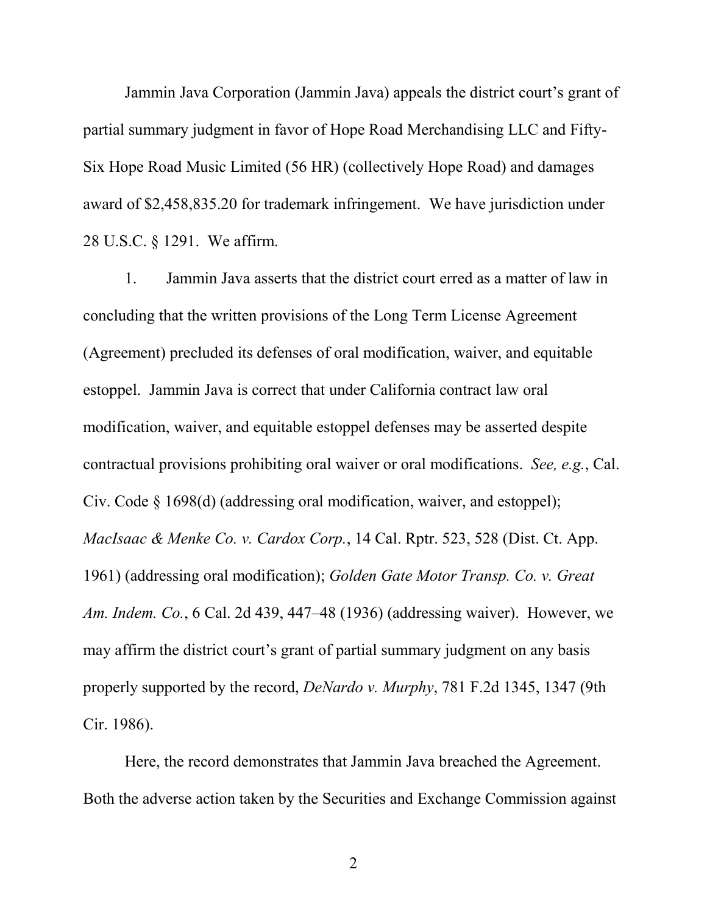Jammin Java Corporation (Jammin Java) appeals the district court's grant of partial summary judgment in favor of Hope Road Merchandising LLC and Fifty-Six Hope Road Music Limited (56 HR) (collectively Hope Road) and damages award of $2,458,835.20 for trademark infringement. We have jurisdiction under 28 U.S.C. § 1291. We affirm.

1. Jammin Java asserts that the district court erred as a matter of law in concluding that the written provisions of the Long Term License Agreement (Agreement) precluded its defenses of oral modification, waiver, and equitable estoppel. Jammin Java is correct that under California contract law oral modification, waiver, and equitable estoppel defenses may be asserted despite contractual provisions prohibiting oral waiver or oral modifications. *See, e.g.*, Cal. Civ. Code § 1698(d) (addressing oral modification, waiver, and estoppel); *MacIsaac & Menke Co. v. Cardox Corp.*, 14 Cal. Rptr. 523, 528 (Dist. Ct. App. 1961) (addressing oral modification); *Golden Gate Motor Transp. Co. v. Great Am. Indem. Co.*, 6 Cal. 2d 439, 447–48 (1936) (addressing waiver). However, we may affirm the district court's grant of partial summary judgment on any basis properly supported by the record, *DeNardo v. Murphy*, 781 F.2d 1345, 1347 (9th Cir. 1986).

Here, the record demonstrates that Jammin Java breached the Agreement. Both the adverse action taken by the Securities and Exchange Commission against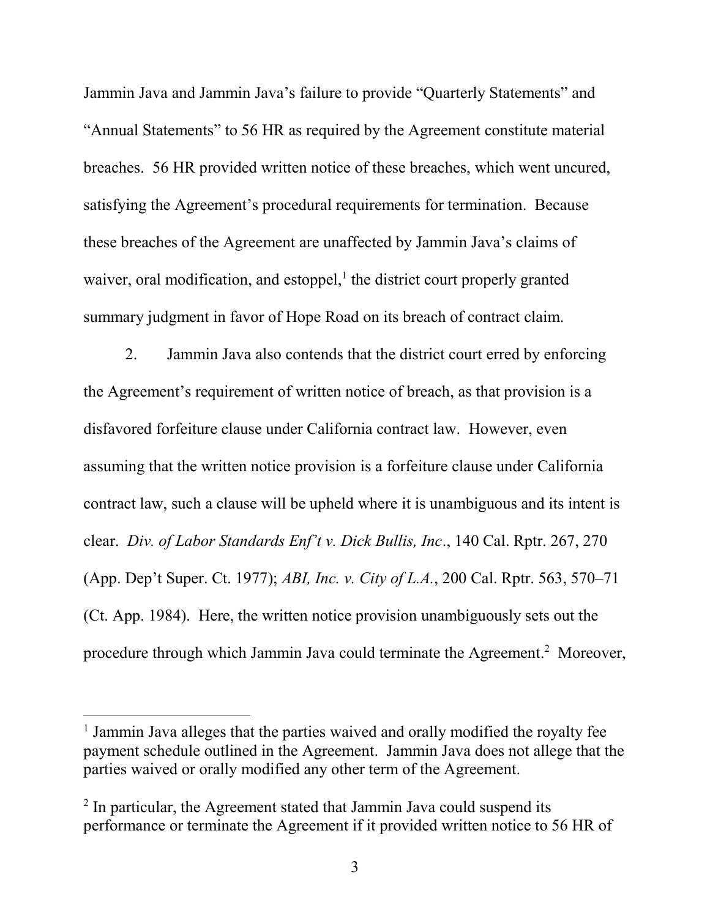Jammin Java and Jammin Java's failure to provide "Quarterly Statements" and "Annual Statements" to 56 HR as required by the Agreement constitute material breaches. 56 HR provided written notice of these breaches, which went uncured, satisfying the Agreement's procedural requirements for termination. Because these breaches of the Agreement are unaffected by Jammin Java's claims of waiver, oral modification, and estoppel,[1] the district court properly granted summary judgment in favor of Hope Road on its breach of contract claim.

2. Jammin Java also contends that the district court erred by enforcing the Agreement's requirement of written notice of breach, as that provision is a disfavored forfeiture clause under California contract law. However, even assuming that the written notice provision is a forfeiture clause under California contract law, such a clause will be upheld where it is unambiguous and its intent is clear. *Div. of Labor Standards Enf't v. Dick Bullis, Inc*., 140 Cal. Rptr. 267, 270 (App. Dep't Super. Ct. 1977); *ABI, Inc. v. City of L.A.*, 200 Cal. Rptr. 563, 570–71 (Ct. App. 1984). Here, the written notice provision unambiguously sets out the procedure through which Jammin Java could terminate the Agreement.[2] Moreover,

---

[1] Jammin Java alleges that the parties waived and orally modified the royalty fee payment schedule outlined in the Agreement. Jammin Java does not allege that the parties waived or orally modified any other term of the Agreement.

[2] In particular, the Agreement stated that Jammin Java could suspend its performance or terminate the Agreement if it provided written notice to 56 HR of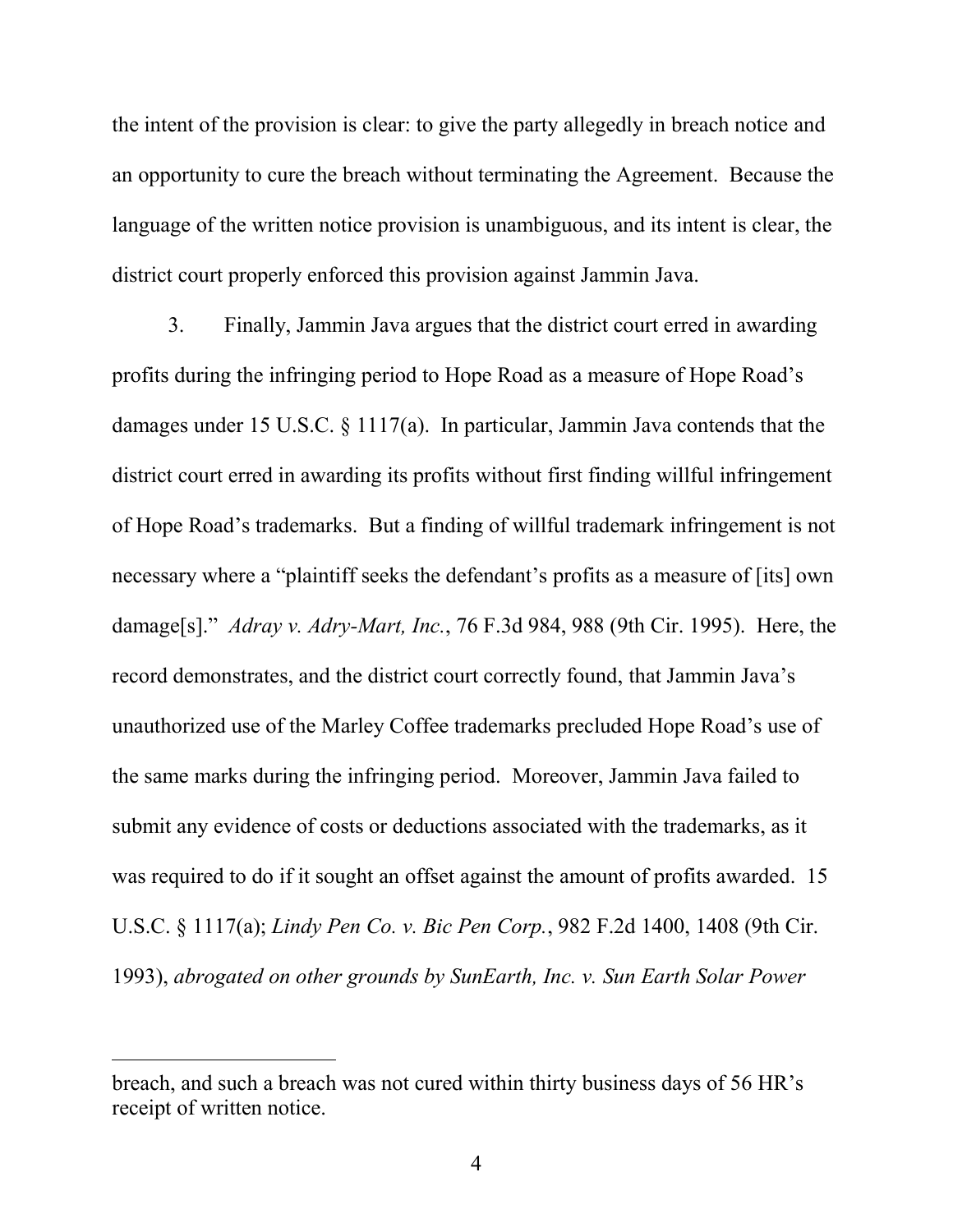the intent of the provision is clear: to give the party allegedly in breach notice and an opportunity to cure the breach without terminating the Agreement. Because the language of the written notice provision is unambiguous, and its intent is clear, the district court properly enforced this provision against Jammin Java.

3. Finally, Jammin Java argues that the district court erred in awarding profits during the infringing period to Hope Road as a measure of Hope Road's damages under 15 U.S.C. § 1117(a). In particular, Jammin Java contends that the district court erred in awarding its profits without first finding willful infringement of Hope Road's trademarks. But a finding of willful trademark infringement is not necessary where a "plaintiff seeks the defendant's profits as a measure of [its] own damage[s]." *Adray v. Adry-Mart, Inc.*, 76 F.3d 984, 988 (9th Cir. 1995). Here, the record demonstrates, and the district court correctly found, that Jammin Java's unauthorized use of the Marley Coffee trademarks precluded Hope Road's use of the same marks during the infringing period. Moreover, Jammin Java failed to submit any evidence of costs or deductions associated with the trademarks, as it was required to do if it sought an offset against the amount of profits awarded. 15 U.S.C. § 1117(a); *Lindy Pen Co. v. Bic Pen Corp.*, 982 F.2d 1400, 1408 (9th Cir. 1993), *abrogated on other grounds by SunEarth, Inc. v. Sun Earth Solar Power*

---

breach, and such a breach was not cured within thirty business days of 56 HR's receipt of written notice.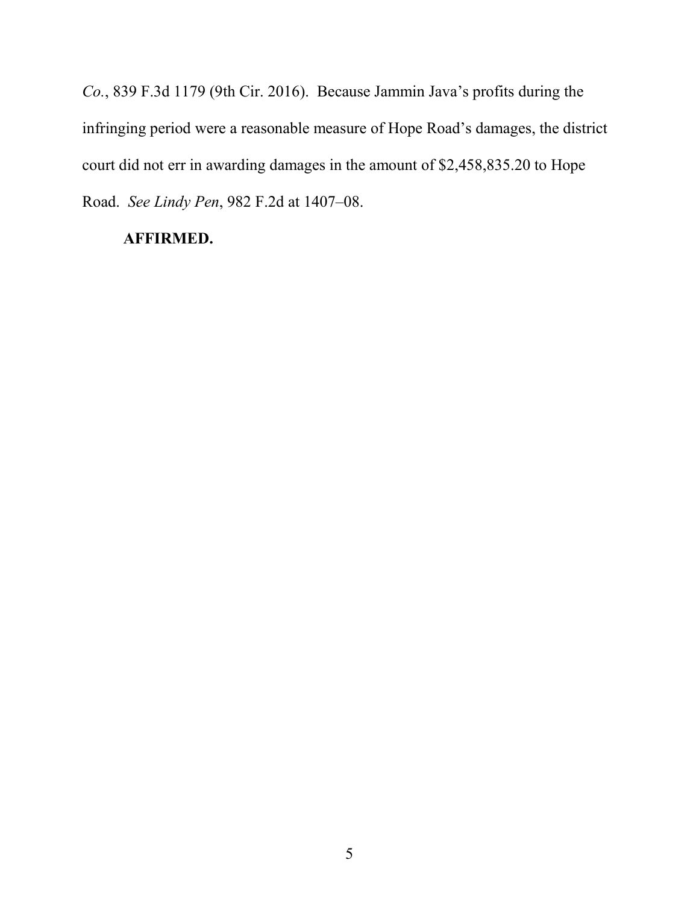*Co.*, 839 F.3d 1179 (9th Cir. 2016). Because Jammin Java's profits during the infringing period were a reasonable measure of Hope Road's damages, the district court did not err in awarding damages in the amount of $2,458,835.20 to Hope Road. *See Lindy Pen*, 982 F.2d at 1407–08.

**AFFIRMED.**